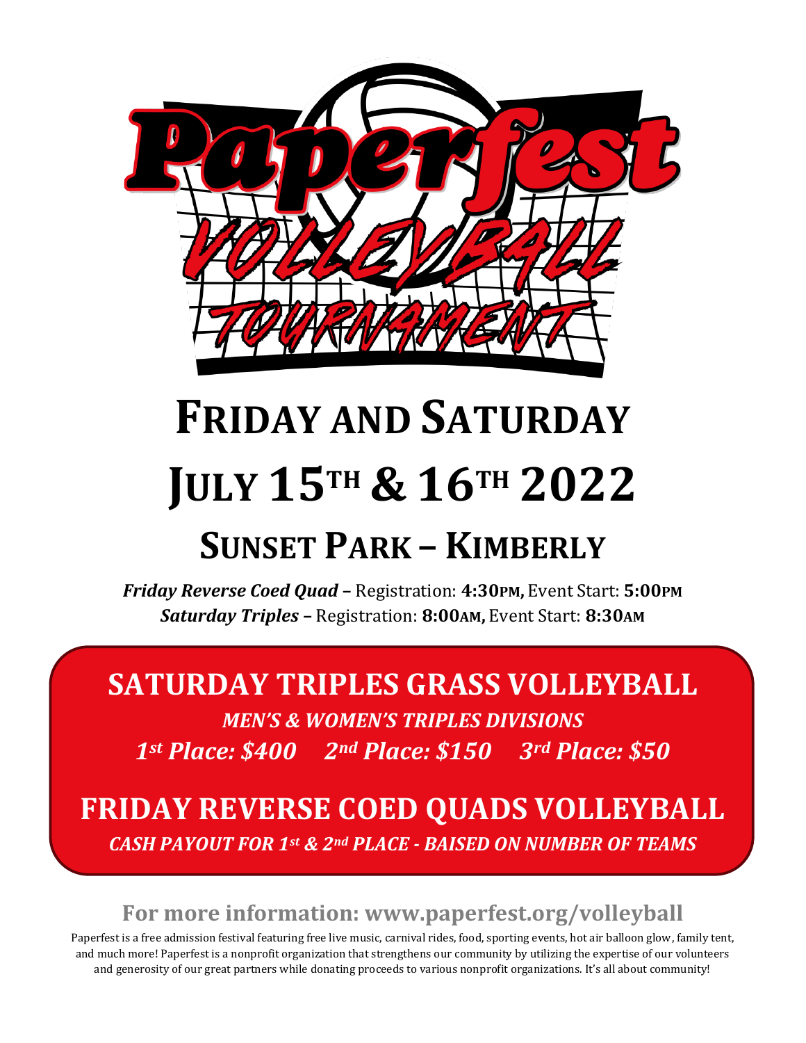# Paperfest

## VOLLEYBALL TOURNAMENT

# FRIDAY AND SATURDAY

# JULY 15TH & 16TH 2022

## SUNSET PARK – KIMBERLY

***Friday Reverse Coed Quad*** **–** Registration: **4:30PM,** Event Start: **5:00PM**
***Saturday Triples*** **–** Registration: **8:00AM,** Event Start: **8:30AM**

## SATURDAY TRIPLES GRASS VOLLEYBALL

***MEN'S & WOMEN'S TRIPLES DIVISIONS***

***1st Place: $400     2nd Place: $150     3rd Place: $50***

## FRIDAY REVERSE COED QUADS VOLLEYBALL

***CASH PAYOUT FOR 1st & 2nd PLACE - BAISED ON NUMBER OF TEAMS***

### For more information: www.paperfest.org/volleyball

Paperfest is a free admission festival featuring free live music, carnival rides, food, sporting events, hot air balloon glow, family tent, and much more! Paperfest is a nonprofit organization that strengthens our community by utilizing the expertise of our volunteers and generosity of our great partners while donating proceeds to various nonprofit organizations. It's all about community!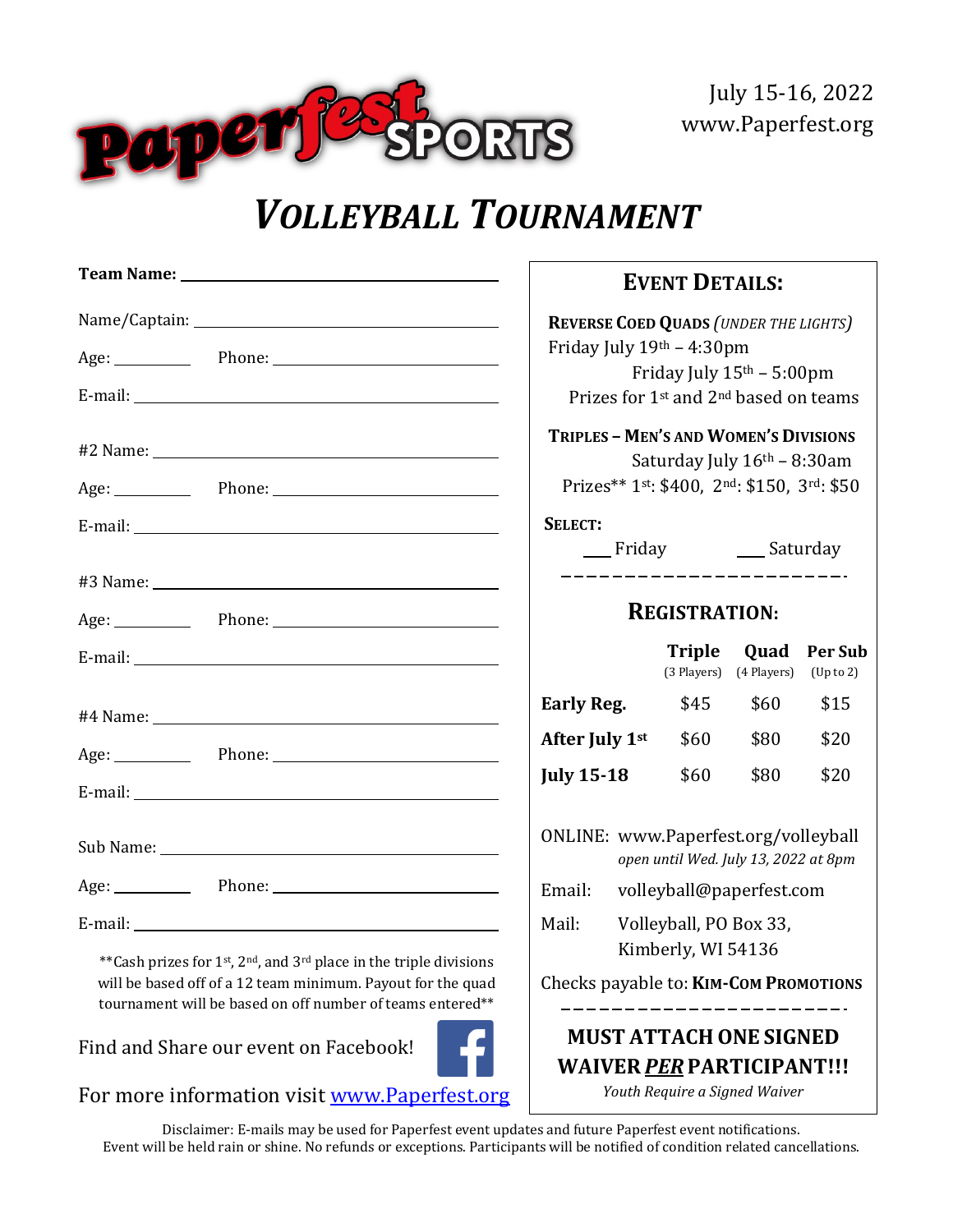Paperfest SPORTS

July 15-16, 2022
www.Paperfest.org

# *VOLLEYBALL TOURNAMENT*

**Team Name:** ______________________________

Name/Captain: ______________________________

Age: ________ Phone: ______________________

E-mail: ______________________________

#2 Name: ______________________________

Age: ________ Phone: ______________________

E-mail: ______________________________

#3 Name: ______________________________

Age: ________ Phone: ______________________

E-mail: ______________________________

#4 Name: ______________________________

Age: ________ Phone: ______________________

E-mail: ______________________________

Sub Name: ______________________________

Age: ________ Phone: ______________________

E-mail: ______________________________

**Cash prizes for 1st, 2nd, and 3rd place in the triple divisions will be based off of a 12 team minimum. Payout for the quad tournament will be based on off number of teams entered**

Find and Share our event on Facebook!

For more information visit [www.Paperfest.org](http://www.Paperfest.org)

## EVENT DETAILS:

**REVERSE COED QUADS** *(UNDER THE LIGHTS)*
Friday July 19th – 4:30pm
Friday July 15th – 5:00pm
Prizes for 1st and 2nd based on teams

**TRIPLES – MEN'S AND WOMEN'S DIVISIONS**
Saturday July 16th – 8:30am
Prizes** 1st: $400, 2nd: $150, 3rd: $50

**SELECT:**
___ Friday ___ Saturday

## REGISTRATION:

| | Triple (3 Players) | Quad (4 Players) | Per Sub (Up to 2) |
|---|---|---|---|
| **Early Reg.** | $45 | $60 | $15 |
| **After July 1st** | $60 | $80 | $20 |
| **July 15-18** | $60 | $80 | $20 |

ONLINE: www.Paperfest.org/volleyball
*open until Wed. July 13, 2022 at 8pm*

Email: volleyball@paperfest.com

Mail: Volleyball, PO Box 33, Kimberly, WI 54136

Checks payable to: **KIM-COM PROMOTIONS**

**MUST ATTACH ONE SIGNED WAIVER *PER* PARTICIPANT!!!**

*Youth Require a Signed Waiver*

Disclaimer: E-mails may be used for Paperfest event updates and future Paperfest event notifications. Event will be held rain or shine. No refunds or exceptions. Participants will be notified of condition related cancellations.